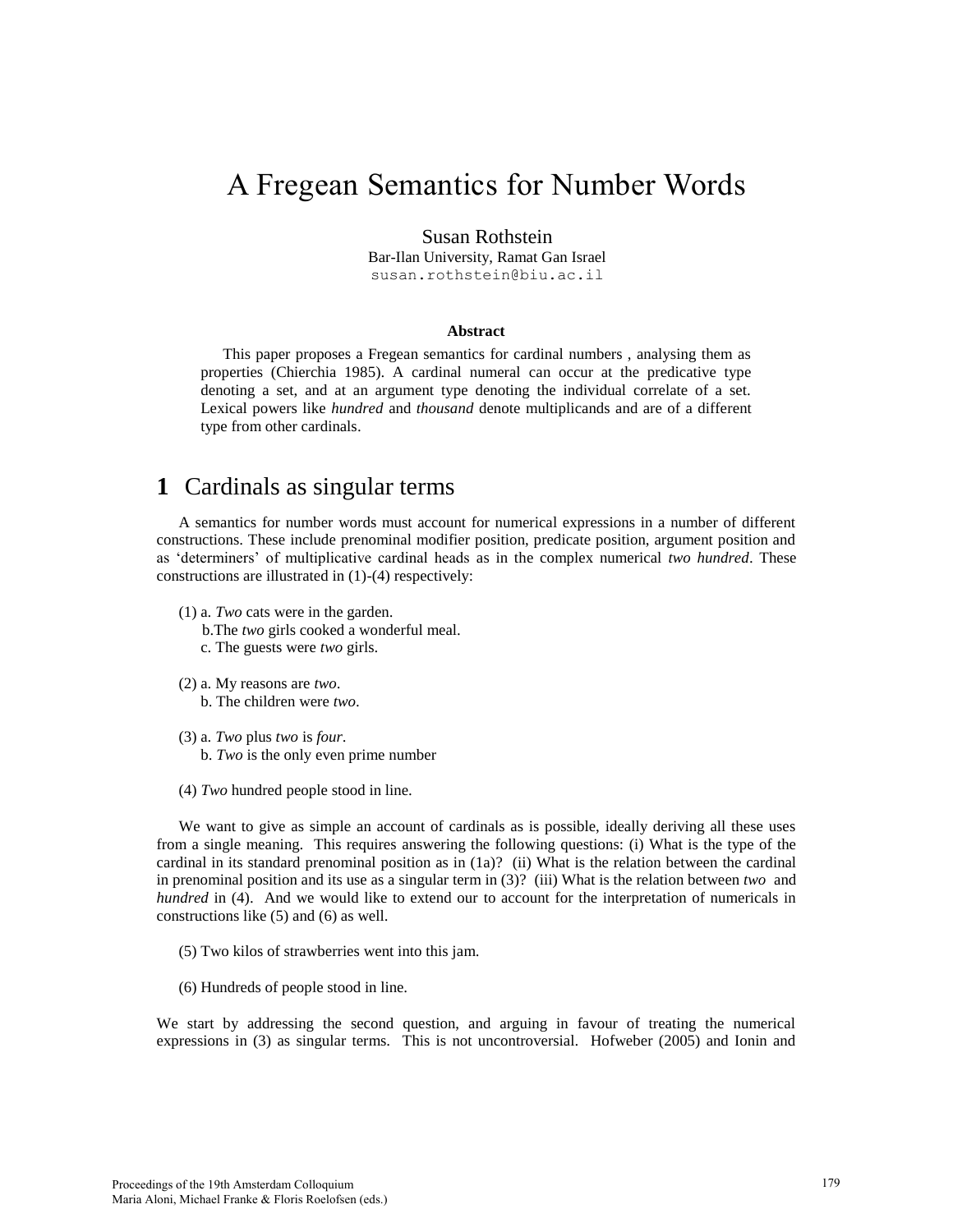# A Fregean Semantics for Number Words

Susan Rothstein
Bar-Ilan University, Ramat Gan Israel
susan.rothstein@biu.ac.il

### Abstract

This paper proposes a Fregean semantics for cardinal numbers , analysing them as properties (Chierchia 1985). A cardinal numeral can occur at the predicative type denoting a set, and at an argument type denoting the individual correlate of a set. Lexical powers like *hundred* and *thousand* denote multiplicands and are of a different type from other cardinals.

## 1 Cardinals as singular terms

A semantics for number words must account for numerical expressions in a number of different constructions. These include prenominal modifier position, predicate position, argument position and as 'determiners' of multiplicative cardinal heads as in the complex numerical *two hundred*. These constructions are illustrated in (1)-(4) respectively:

(1) a. *Two* cats were in the garden.
 b. The *two* girls cooked a wonderful meal.
 c. The guests were *two* girls.

(2) a. My reasons are *two*.
 b. The children were *two*.

(3) a. *Two* plus *two* is *four*.
 b. *Two* is the only even prime number

(4) *Two* hundred people stood in line.

We want to give as simple an account of cardinals as is possible, ideally deriving all these uses from a single meaning. This requires answering the following questions: (i) What is the type of the cardinal in its standard prenominal position as in (1a)? (ii) What is the relation between the cardinal in prenominal position and its use as a singular term in (3)? (iii) What is the relation between *two* and *hundred* in (4). And we would like to extend our to account for the interpretation of numericals in constructions like (5) and (6) as well.

(5) Two kilos of strawberries went into this jam.

(6) Hundreds of people stood in line.

We start by addressing the second question, and arguing in favour of treating the numerical expressions in (3) as singular terms. This is not uncontroversial. Hofweber (2005) and Ionin and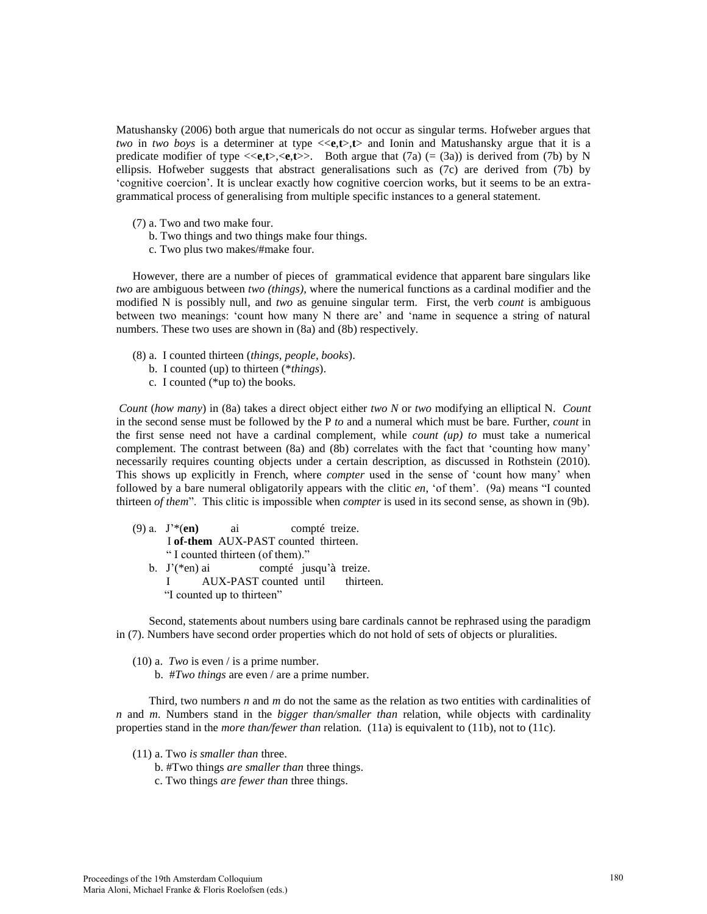Matushansky (2006) both argue that numericals do not occur as singular terms. Hofweber argues that *two* in *two boys* is a determiner at type <<**e**,**t**>,**t**> and Ionin and Matushansky argue that it is a predicate modifier of type <<**e**,**t**>,<**e**,**t**>>. Both argue that (7a) (= (3a)) is derived from (7b) by N ellipsis. Hofweber suggests that abstract generalisations such as (7c) are derived from (7b) by 'cognitive coercion'. It is unclear exactly how cognitive coercion works, but it seems to be an extra-grammatical process of generalising from multiple specific instances to a general statement.

(7) a. Two and two make four.
  b. Two things and two things make four things.
  c. Two plus two makes/#make four.

However, there are a number of pieces of grammatical evidence that apparent bare singulars like *two* are ambiguous between *two (things)*, where the numerical functions as a cardinal modifier and the modified N is possibly null, and *two* as genuine singular term. First, the verb *count* is ambiguous between two meanings: 'count how many N there are' and 'name in sequence a string of natural numbers. These two uses are shown in (8a) and (8b) respectively.

(8) a. I counted thirteen (*things, people, books*).
  b. I counted (up) to thirteen (\**things*).
  c. I counted (\*up to) the books.

*Count* (*how many*) in (8a) takes a direct object either *two N* or *two* modifying an elliptical N. *Count* in the second sense must be followed by the P *to* and a numeral which must be bare. Further, *count* in the first sense need not have a cardinal complement, while *count (up) to* must take a numerical complement. The contrast between (8a) and (8b) correlates with the fact that 'counting how many' necessarily requires counting objects under a certain description, as discussed in Rothstein (2010). This shows up explicitly in French, where *compter* used in the sense of 'count how many' when followed by a bare numeral obligatorily appears with the clitic *en*, 'of them'. (9a) means "I counted thirteen *of them*". This clitic is impossible when *compter* is used in its second sense, as shown in (9b).

(9) a. J'\*(**en**) ai compté treize.
  I **of-them** AUX-PAST counted thirteen.
  " I counted thirteen (of them)."
  b. J'(\*en) ai compté jusqu'à treize.
  I AUX-PAST counted until thirteen.
  "I counted up to thirteen"

Second, statements about numbers using bare cardinals cannot be rephrased using the paradigm in (7). Numbers have second order properties which do not hold of sets of objects or pluralities.

(10) a. *Two* is even / is a prime number.
  b. #*Two things* are even / are a prime number.

Third, two numbers *n* and *m* do not the same as the relation as two entities with cardinalities of *n* and *m*. Numbers stand in the *bigger than/smaller than* relation, while objects with cardinality properties stand in the *more than/fewer than* relation. (11a) is equivalent to (11b), not to (11c).

(11) a. Two *is smaller than* three.
  b. #Two things *are smaller than* three things.
  c. Two things *are fewer than* three things.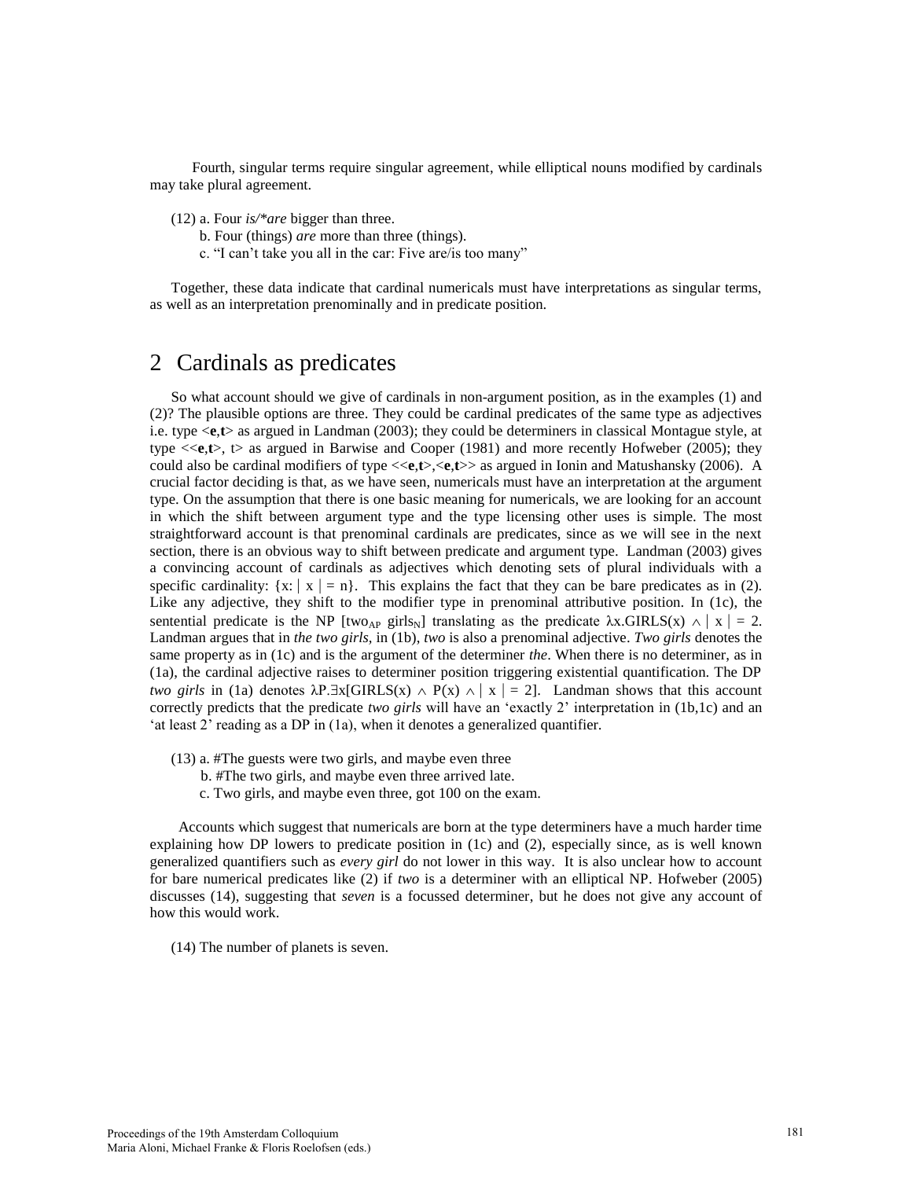Fourth, singular terms require singular agreement, while elliptical nouns modified by cardinals may take plural agreement.

(12) a. Four *is/*are* bigger than three.
 b. Four (things) *are* more than three (things).
 c. "I can't take you all in the car: Five are/is too many"

Together, these data indicate that cardinal numericals must have interpretations as singular terms, as well as an interpretation prenominally and in predicate position.

# 2 Cardinals as predicates

So what account should we give of cardinals in non-argument position, as in the examples (1) and (2)? The plausible options are three. They could be cardinal predicates of the same type as adjectives i.e. type <**e**,**t**> as argued in Landman (2003); they could be determiners in classical Montague style, at type <<**e**,**t**>, t> as argued in Barwise and Cooper (1981) and more recently Hofweber (2005); they could also be cardinal modifiers of type <<**e**,**t**>,<**e**,**t**>> as argued in Ionin and Matushansky (2006). A crucial factor deciding is that, as we have seen, numericals must have an interpretation at the argument type. On the assumption that there is one basic meaning for numericals, we are looking for an account in which the shift between argument type and the type licensing other uses is simple. The most straightforward account is that prenominal cardinals are predicates, since as we will see in the next section, there is an obvious way to shift between predicate and argument type. Landman (2003) gives a convincing account of cardinals as adjectives which denoting sets of plural individuals with a specific cardinality: $\{x: | x | = n\}$. This explains the fact that they can be bare predicates as in (2). Like any adjective, they shift to the modifier type in prenominal attributive position. In (1c), the sentential predicate is the NP [two$_{AP}$ girls$_{N}$] translating as the predicate $\lambda x.\text{GIRLS}(x) \wedge | x | = 2$. Landman argues that in *the two girls,* in (1b), *two* is also a prenominal adjective. *Two girls* denotes the same property as in (1c) and is the argument of the determiner *the*. When there is no determiner, as in (1a), the cardinal adjective raises to determiner position triggering existential quantification. The DP *two girls* in (1a) denotes $\lambda P.\exists x[\text{GIRLS}(x) \wedge P(x) \wedge | x | = 2]$. Landman shows that this account correctly predicts that the predicate *two girls* will have an 'exactly 2' interpretation in (1b,1c) and an 'at least 2' reading as a DP in (1a), when it denotes a generalized quantifier.

(13) a. #The guests were two girls, and maybe even three
 b. #The two girls, and maybe even three arrived late.
 c. Two girls, and maybe even three, got 100 on the exam.

Accounts which suggest that numericals are born at the type determiners have a much harder time explaining how DP lowers to predicate position in (1c) and (2), especially since, as is well known generalized quantifiers such as *every girl* do not lower in this way. It is also unclear how to account for bare numerical predicates like (2) if *two* is a determiner with an elliptical NP. Hofweber (2005) discusses (14), suggesting that *seven* is a focussed determiner, but he does not give any account of how this would work.

(14) The number of planets is seven.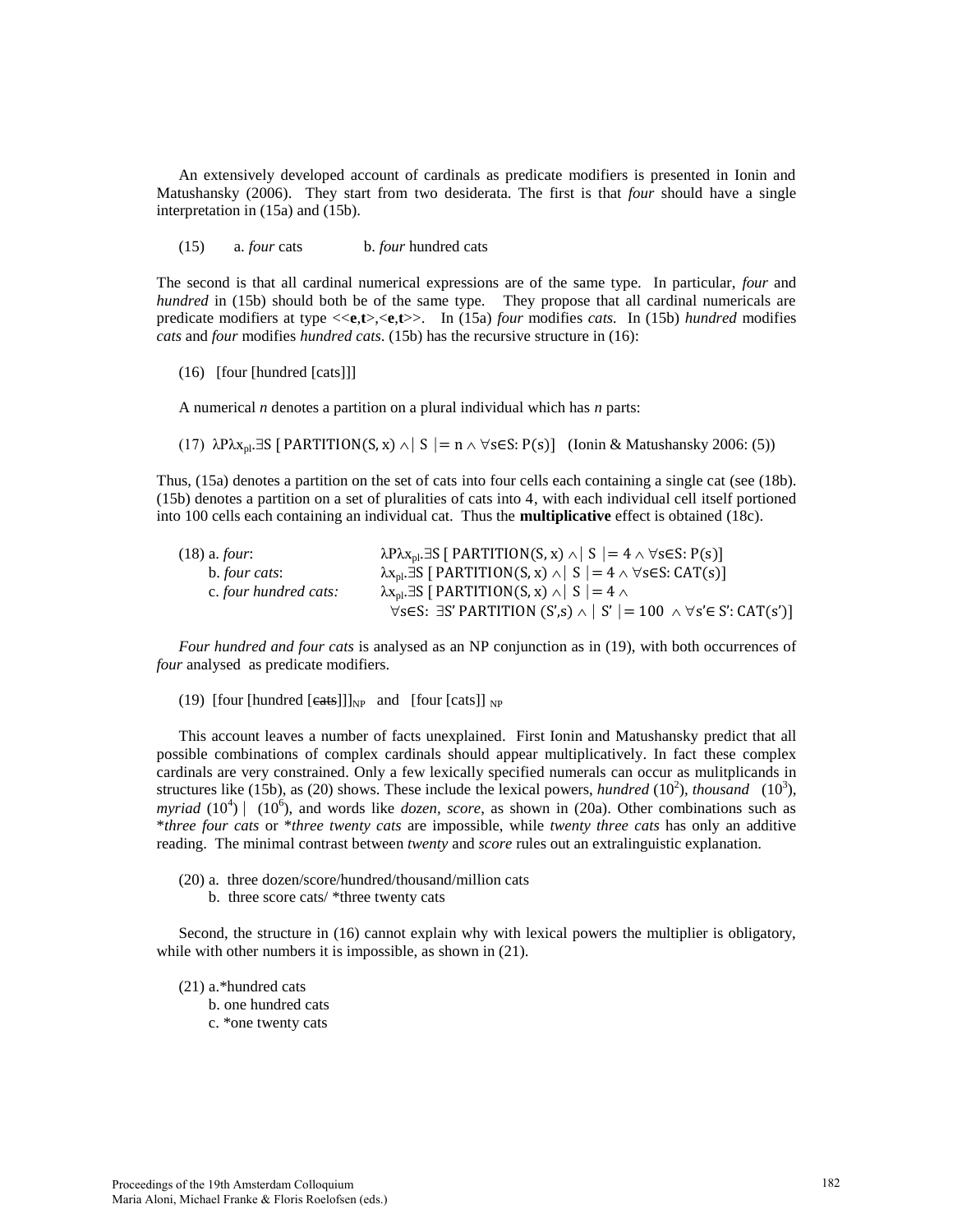An extensively developed account of cardinals as predicate modifiers is presented in Ionin and Matushansky (2006). They start from two desiderata. The first is that *four* should have a single interpretation in (15a) and (15b).

(15) a. *four* cats b. *four* hundred cats

The second is that all cardinal numerical expressions are of the same type. In particular, *four* and *hundred* in (15b) should both be of the same type. They propose that all cardinal numericals are predicate modifiers at type <<**e**,**t**>,<**e**,**t**>>. In (15a) *four* modifies *cats*. In (15b) *hundred* modifies *cats* and *four* modifies *hundred cats*. (15b) has the recursive structure in (16):

(16) [four [hundred [cats]]]

A numerical *n* denotes a partition on a plural individual which has *n* parts:

(17) $\lambda P \lambda x_{pl}.\exists S\ [\ \text{PARTITION}(S, x) \wedge |\ S\ | = n \wedge \forall s \in S{:}\ P(s)]$ (Ionin & Matushansky 2006: (5))

Thus, (15a) denotes a partition on the set of cats into four cells each containing a single cat (see (18b). (15b) denotes a partition on a set of pluralities of cats into 4, with each individual cell itself portioned into 100 cells each containing an individual cat. Thus the **multiplicative** effect is obtained (18c).

(18) a. *four*: $\lambda P \lambda x_{pl}.\exists S\ [\ \text{PARTITION}(S, x) \wedge |\ S\ | = 4 \wedge \forall s \in S{:}\ P(s)]$
b. *four cats*: $\lambda x_{pl}.\exists S\ [\ \text{PARTITION}(S, x) \wedge |\ S\ | = 4 \wedge \forall s \in S{:}\ \text{CAT}(s)]$
c. *four hundred cats:* $\lambda x_{pl}.\exists S\ [\ \text{PARTITION}(S, x) \wedge |\ S\ | = 4 \wedge$
$\forall s \in S{:}\ \exists S'\ \text{PARTITION}\ (S', s) \wedge |\ S'\ | = 100\ \wedge \forall s' \in S'{:}\ \text{CAT}(s')]$

*Four hundred and four cats* is analysed as an NP conjunction as in (19), with both occurrences of *four* analysed as predicate modifiers.

(19) $[\text{four [hundred [}\sout{\text{cats}}]]]_{NP}$ and $[\text{four [cats]}]_{NP}$

This account leaves a number of facts unexplained. First Ionin and Matushansky predict that all possible combinations of complex cardinals should appear multiplicatively. In fact these complex cardinals are very constrained. Only a few lexically specified numerals can occur as mulitplicands in structures like (15b), as (20) shows. These include the lexical powers, *hundred* ($10^2$), *thousand* ($10^3$), *myriad* ($10^4$) | ($10^6$), and words like *dozen*, *score*, as shown in (20a). Other combinations such as *\*three four cats* or *\*three twenty cats* are impossible, while *twenty three cats* has only an additive reading. The minimal contrast between *twenty* and *score* rules out an extralinguistic explanation.

(20) a. three dozen/score/hundred/thousand/million cats
b. three score cats/ \*three twenty cats

Second, the structure in (16) cannot explain why with lexical powers the multiplier is obligatory, while with other numbers it is impossible, as shown in (21).

(21) a.\*hundred cats
b. one hundred cats
c. \*one twenty cats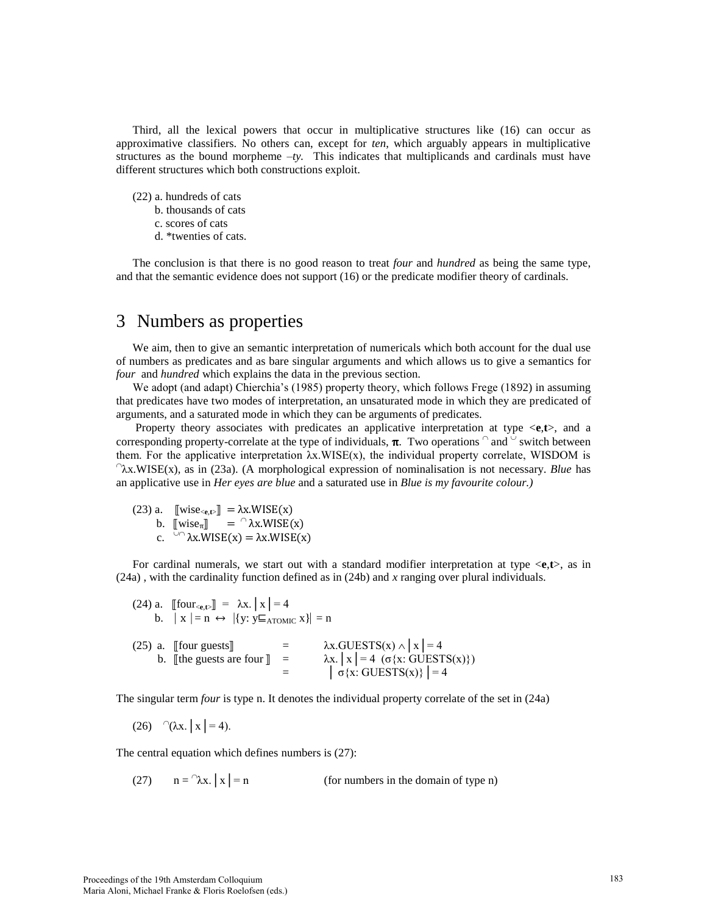Third, all the lexical powers that occur in multiplicative structures like (16) can occur as approximative classifiers. No others can, except for *ten*, which arguably appears in multiplicative structures as the bound morpheme *–ty.* This indicates that multiplicands and cardinals must have different structures which both constructions exploit.

(22) a. hundreds of cats
 b. thousands of cats
 c. scores of cats
 d. *twenties of cats.

The conclusion is that there is no good reason to treat *four* and *hundred* as being the same type, and that the semantic evidence does not support (16) or the predicate modifier theory of cardinals.

# 3 Numbers as properties

We aim, then to give an semantic interpretation of numericals which both account for the dual use of numbers as predicates and as bare singular arguments and which allows us to give a semantics for *four* and *hundred* which explains the data in the previous section.

We adopt (and adapt) Chierchia's (1985) property theory, which follows Frege (1892) in assuming that predicates have two modes of interpretation, an unsaturated mode in which they are predicated of arguments, and a saturated mode in which they can be arguments of predicates.

Property theory associates with predicates an applicative interpretation at type <**e**,**t**>, and a corresponding property-correlate at the type of individuals, $\boldsymbol{\pi}$. Two operations $^{\cap}$ and $^{\cup}$ switch between them. For the applicative interpretation λx.WISE(x), the individual property correlate, WISDOM is $^{\cap}$λx.WISE(x), as in (23a). (A morphological expression of nominalisation is not necessary. *Blue* has an applicative use in *Her eyes are blue* and a saturated use in *Blue is my favourite colour.)*

(23) a. $[\![\text{wise}_{<\mathbf{e},\mathbf{t}>}]\!] = \lambda x.\text{WISE}(x)$
 b. $[\![\text{wise}_{\pi}]\!] = {}^{\cap}\lambda x.\text{WISE}(x)$
 c. ${}^{\cup\cap}\lambda x.\text{WISE}(x) = \lambda x.\text{WISE}(x)$

For cardinal numerals, we start out with a standard modifier interpretation at type <**e**,**t**>, as in (24a) , with the cardinality function defined as in (24b) and *x* ranging over plural individuals.

(24) a. $[\![\text{four}_{<\mathbf{e},\mathbf{t}>}]\!] = \lambda x.\,|x| = 4$
 b. $|x| = n \leftrightarrow |\{y: y \sqsubseteq_{\text{ATOMIC}} x\}| = n$

(25) a. $[\![\text{four guests}]\!] = \lambda x.\text{GUESTS}(x) \wedge |x| = 4$
 b. $[\![\text{the guests are four}]\!] = \lambda x.\,|x| = 4\ (\sigma\{x: \text{GUESTS}(x)\})$
 $= |\sigma\{x: \text{GUESTS}(x)\}| = 4$

The singular term *four* is type n. It denotes the individual property correlate of the set in (24a)

(26) ${}^{\cap}(\lambda x.\,|x| = 4).$

The central equation which defines numbers is (27):

(27) $n = {}^{\cap}\lambda x.\,|x| = n$ (for numbers in the domain of type n)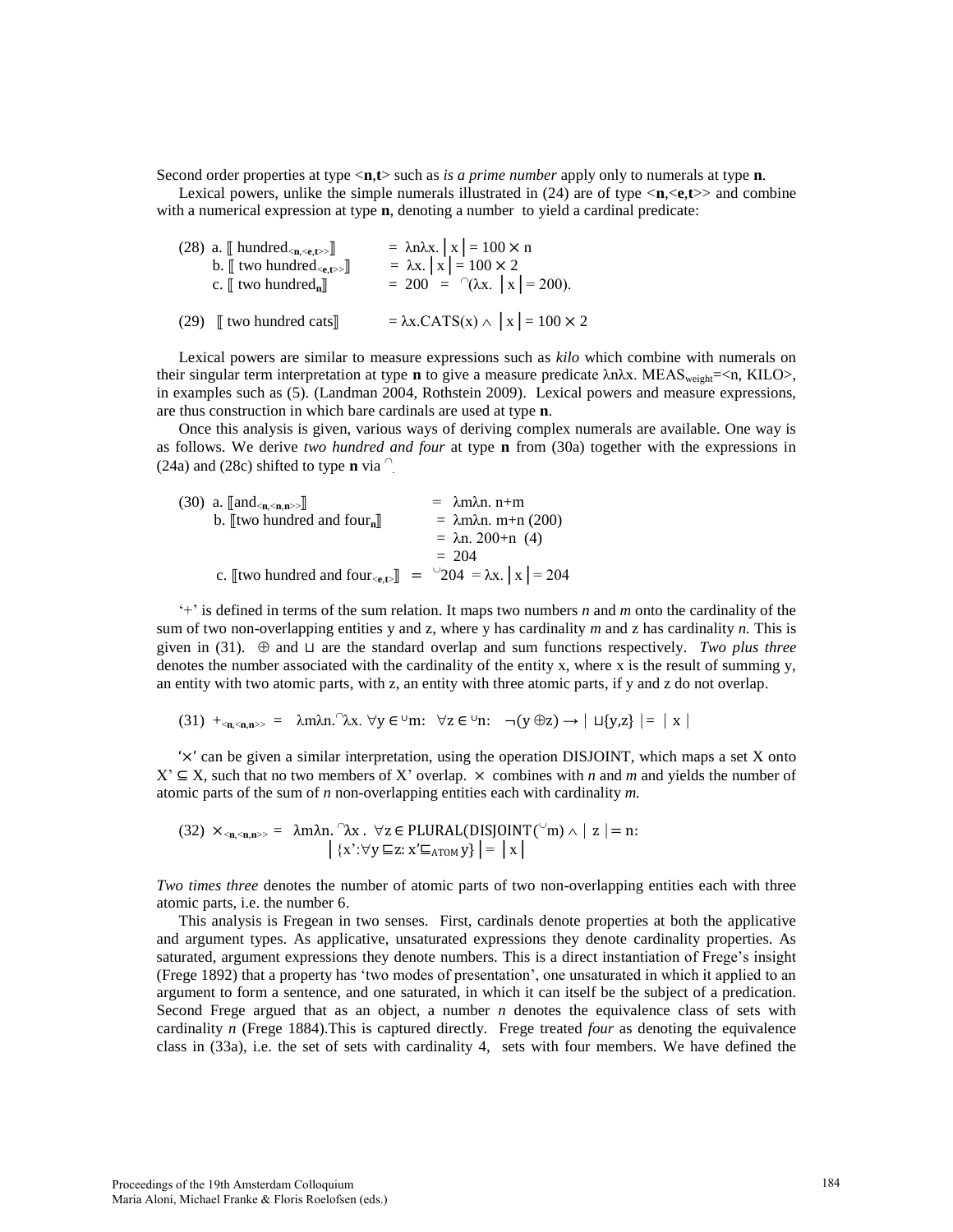Second order properties at type <**n**,**t**> such as *is a prime number* apply only to numerals at type **n**.

Lexical powers, unlike the simple numerals illustrated in (24) are of type <**n**,<**e**,**t**>> and combine with a numerical expression at type **n**, denoting a number to yield a cardinal predicate:

(28) a. $[\![ \text{hundred}_{<\mathbf{n},<\mathbf{e},\mathbf{t}>>} ]\!] = \lambda n \lambda x.\, |x| = 100 \times n$
 b. $[\![ \text{two hundred}_{<\mathbf{e},\mathbf{t}>>} ]\!] = \lambda x.\, |x| = 100 \times 2$
 c. $[\![ \text{two hundred}_{\mathbf{n}} ]\!] = 200 = {}^{\cap}(\lambda x.\, |x| = 200)$.

(29) $[\![ \text{two hundred cats} ]\!] = \lambda x.\text{CATS}(x) \wedge |x| = 100 \times 2$

Lexical powers are similar to measure expressions such as *kilo* which combine with numerals on their singular term interpretation at type **n** to give a measure predicate $\lambda n \lambda x.\, \text{MEAS}_{\text{weight}} = \langle n, \text{KILO} \rangle$, in examples such as (5). (Landman 2004, Rothstein 2009). Lexical powers and measure expressions, are thus construction in which bare cardinals are used at type **n**.

Once this analysis is given, various ways of deriving complex numerals are available. One way is as follows. We derive *two hundred and four* at type **n** from (30a) together with the expressions in (24a) and (28c) shifted to type **n** via $^{\cap}$.

(30) a. $[\![ \text{and}_{<\mathbf{n},<\mathbf{n},\mathbf{n}>>} ]\!] = \lambda m \lambda n.\, n+m$
 b. $[\![ \text{two hundred and four}_{\mathbf{n}} ]\!] = \lambda m \lambda n.\, m+n\ (200)$
 $= \lambda n.\, 200+n\ \ (4)$
 $= 204$
 c. $[\![ \text{two hundred and four}_{<\mathbf{e},\mathbf{t}>} ]\!] = {}^{\cup}204 = \lambda x.\, |x| = 204$

'+' is defined in terms of the sum relation. It maps two numbers *n* and *m* onto the cardinality of the sum of two non-overlapping entities y and z, where y has cardinality *m* and z has cardinality *n.* This is given in (31). $\oplus$ and $\sqcup$ are the standard overlap and sum functions respectively. *Two plus three* denotes the number associated with the cardinality of the entity x, where x is the result of summing y, an entity with two atomic parts, with z, an entity with three atomic parts, if y and z do not overlap.

(31) $+_{<\mathbf{n},<\mathbf{n},\mathbf{n}>>} = \lambda m \lambda n.{}^{\cap}\lambda x.\ \forall y \in {}^{\cup}m:\ \ \forall z \in {}^{\cup}n:\ \ \neg(y \oplus z) \rightarrow |\sqcup\{y,z\}| = |x|$

'$\times$' can be given a similar interpretation, using the operation DISJOINT, which maps a set X onto X' $\subseteq$ X, such that no two members of X' overlap. $\times$ combines with *n* and *m* and yields the number of atomic parts of the sum of *n* non-overlapping entities each with cardinality *m.*

(32) $\times_{<\mathbf{n},<\mathbf{n},\mathbf{n}>>} = \lambda m \lambda n.{}^{\cap}\lambda x\,.\ \forall z \in \text{PLURAL}(\text{DISJOINT}({}^{\cup}m) \wedge |z| = n:$
 $|\{x' : \forall y \sqsubseteq z: x' \sqsubseteq_{\text{ATOM}} y\}| = |x|$

*Two times three* denotes the number of atomic parts of two non-overlapping entities each with three atomic parts, i.e. the number 6.

This analysis is Fregean in two senses. First, cardinals denote properties at both the applicative and argument types. As applicative, unsaturated expressions they denote cardinality properties. As saturated, argument expressions they denote numbers. This is a direct instantiation of Frege's insight (Frege 1892) that a property has 'two modes of presentation', one unsaturated in which it applied to an argument to form a sentence, and one saturated, in which it can itself be the subject of a predication. Second Frege argued that as an object, a number *n* denotes the equivalence class of sets with cardinality *n* (Frege 1884).This is captured directly. Frege treated *four* as denoting the equivalence class in (33a), i.e. the set of sets with cardinality 4, sets with four members. We have defined the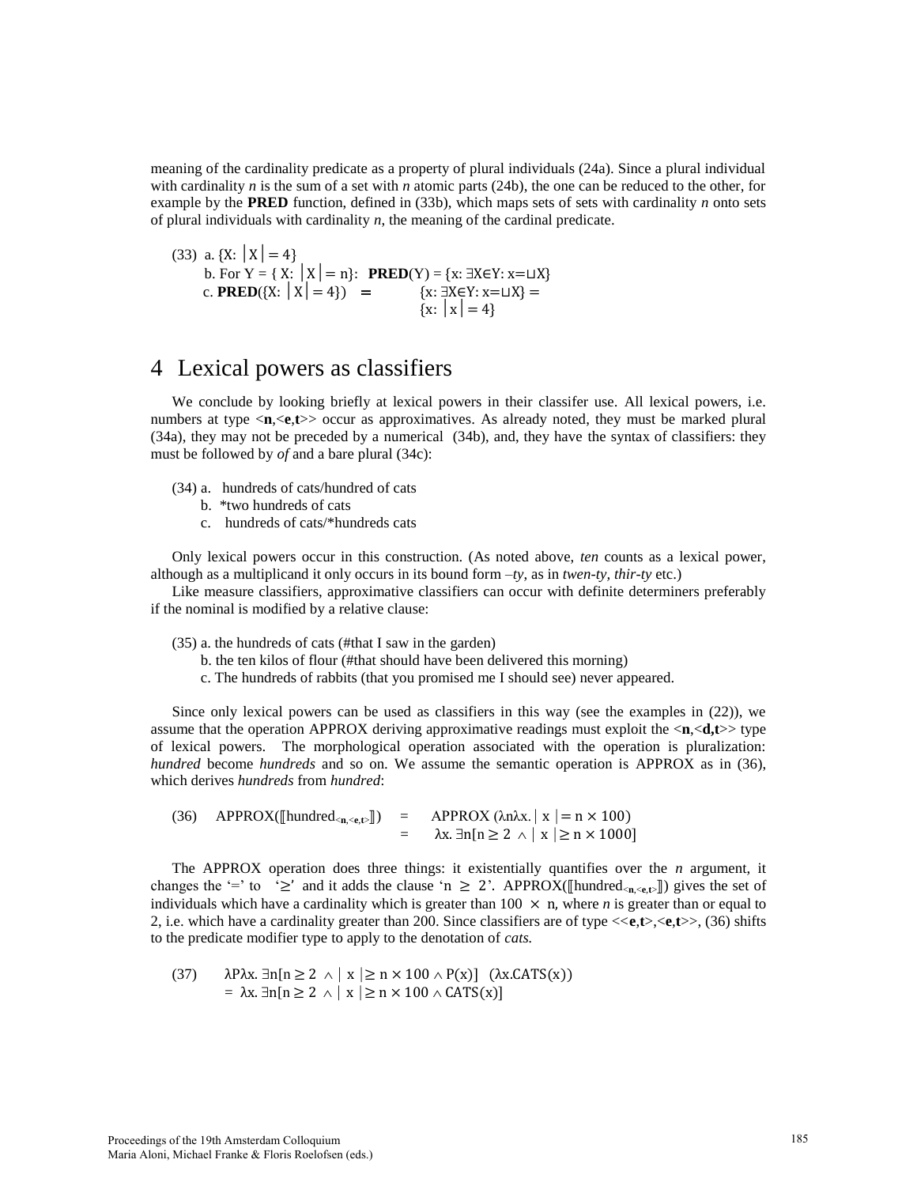meaning of the cardinality predicate as a property of plural individuals (24a). Since a plural individual with cardinality *n* is the sum of a set with *n* atomic parts (24b), the one can be reduced to the other, for example by the **PRED** function, defined in (33b), which maps sets of sets with cardinality *n* onto sets of plural individuals with cardinality *n*, the meaning of the cardinal predicate.

(33) a. $\{X: |X| = 4\}$
b. For $Y = \{ X: |X| = n\}$: $\mathbf{PRED}(Y) = \{x: \exists X \in Y: x = \sqcup X\}$
c. $\mathbf{PRED}(\{X: |X| = 4\}) \;=\; \{x: \exists X \in Y: x = \sqcup X\} = \{x: |x| = 4\}$

# 4 Lexical powers as classifiers

We conclude by looking briefly at lexical powers in their classifer use. All lexical powers, i.e. numbers at type <**n**,<**e**,**t**>> occur as approximatives. As already noted, they must be marked plural (34a), they may not be preceded by a numerical (34b), and, they have the syntax of classifiers: they must be followed by *of* and a bare plural (34c):

(34) a. hundreds of cats/hundred of cats
b. *two hundreds of cats
c. hundreds of cats/*hundreds cats

Only lexical powers occur in this construction. (As noted above, *ten* counts as a lexical power, although as a multiplicand it only occurs in its bound form *–ty*, as in *twen-ty, thir-ty* etc.)

Like measure classifiers, approximative classifiers can occur with definite determiners preferably if the nominal is modified by a relative clause:

(35) a. the hundreds of cats (#that I saw in the garden)
b. the ten kilos of flour (#that should have been delivered this morning)
c. The hundreds of rabbits (that you promised me I should see) never appeared.

Since only lexical powers can be used as classifiers in this way (see the examples in (22)), we assume that the operation APPROX deriving approximative readings must exploit the <**n**,<**d,t**>> type of lexical powers. The morphological operation associated with the operation is pluralization: *hundred* become *hundreds* and so on. We assume the semantic operation is APPROX as in (36), which derives *hundreds* from *hundred*:

(36) $\text{APPROX}([\![\text{hundred}_{<\mathbf{n},<\mathbf{e},\mathbf{t}>>}]\!]) \;=\; \text{APPROX}\,(\lambda n \lambda x.\,|\,x\,| = n \times 100)$
$\;=\; \lambda x.\,\exists n[n \geq 2 \,\wedge\, |\,x\,| \geq n \times 1000]$

The APPROX operation does three things: it existentially quantifies over the *n* argument, it changes the '=' to '≥' and it adds the clause '$n \geq 2$'. APPROX($[\![\text{hundred}_{<\mathbf{n},<\mathbf{e},\mathbf{t}>>}]\!]$) gives the set of individuals which have a cardinality which is greater than $100 \times n$, where *n* is greater than or equal to 2, i.e. which have a cardinality greater than 200. Since classifiers are of type <<**e**,**t**>,<**e**,**t**>>, (36) shifts to the predicate modifier type to apply to the denotation of *cats.*

(37) $\lambda P \lambda x.\,\exists n[n \geq 2 \,\wedge\, |\,x\,| \geq n \times 100 \wedge P(x)] \quad (\lambda x.\text{CATS}(x))$
$= \lambda x.\,\exists n[n \geq 2 \,\wedge\, |\,x\,| \geq n \times 100 \wedge \text{CATS}(x)]$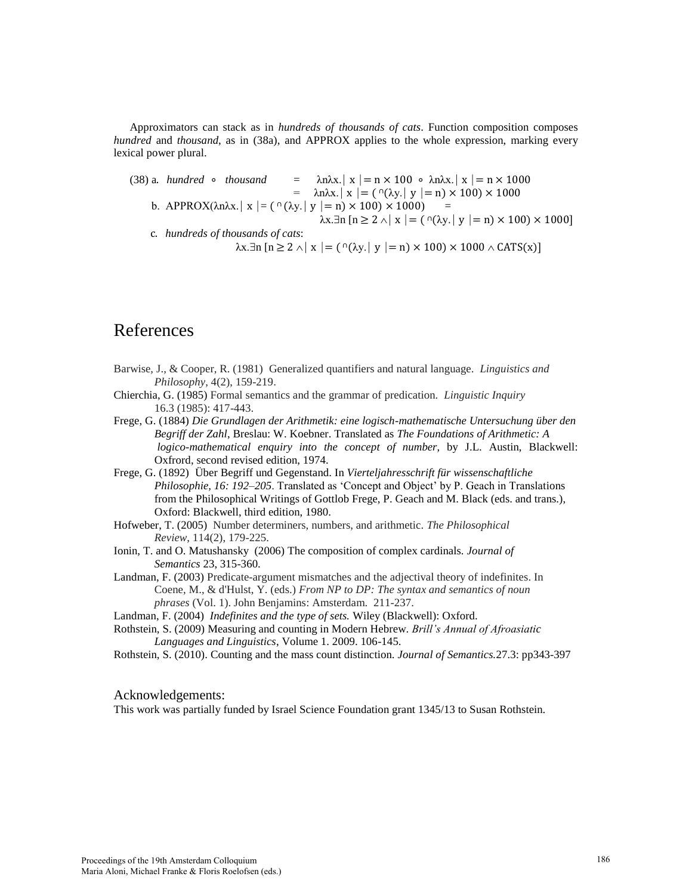Approximators can stack as in *hundreds of thousands of cats*. Function composition composes *hundred* and *thousand*, as in (38a), and APPROX applies to the whole expression, marking every lexical power plural.

(38) a. *hundred* ∘ *thousand* $= \lambda n \lambda x. |x| = n \times 100 \circ \lambda n \lambda x. |x| = n \times 1000$

$= \lambda n \lambda x. |x| = ({}^{\cap}(\lambda y. |y| = n) \times 100) \times 1000$

b. $\text{APPROX}(\lambda n \lambda x. |x| = ({}^{\cap}(\lambda y. |y| = n) \times 100) \times 1000) =$

$\lambda x. \exists n\, [n \geq 2 \wedge |x| = ({}^{\cap}(\lambda y. |y| = n) \times 100) \times 1000]$

c. *hundreds of thousands of cats*:

$\lambda x. \exists n\, [n \geq 2 \wedge |x| = ({}^{\cap}(\lambda y. |y| = n) \times 100) \times 1000 \wedge \text{CATS}(x)]$

# References

Barwise, J., & Cooper, R. (1981) Generalized quantifiers and natural language. *Linguistics and Philosophy*, 4(2), 159-219.

Chierchia, G. (1985) Formal semantics and the grammar of predication. *Linguistic Inquiry* 16.3 (1985): 417-443.

Frege, G. (1884) *Die Grundlagen der Arithmetik: eine logisch-mathematische Untersuchung über den Begriff der Zahl*, Breslau: W. Koebner. Translated as *The Foundations of Arithmetic: A logico-mathematical enquiry into the concept of number*, by J.L. Austin, Blackwell: Oxfrord, second revised edition, 1974.

Frege, G. (1892) Über Begriff und Gegenstand. In *Vierteljahresschrift für wissenschaftliche Philosophie, 16: 192–205*. Translated as 'Concept and Object' by P. Geach in Translations from the Philosophical Writings of Gottlob Frege, P. Geach and M. Black (eds. and trans.), Oxford: Blackwell, third edition, 1980.

Hofweber, T. (2005) Number determiners, numbers, and arithmetic. *The Philosophical Review*, 114(2), 179-225.

Ionin, T. and O. Matushansky (2006) The composition of complex cardinals. *Journal of Semantics* 23, 315-360.

Landman, F. (2003) Predicate-argument mismatches and the adjectival theory of indefinites. In Coene, M., & d'Hulst, Y. (eds.) *From NP to DP: The syntax and semantics of noun phrases* (Vol. 1). John Benjamins: Amsterdam. 211-237.

Landman, F. (2004) *Indefinites and the type of sets.* Wiley (Blackwell): Oxford.

Rothstein, S. (2009) Measuring and counting in Modern Hebrew. *Brill's Annual of Afroasiatic Languages and Linguistics*, Volume 1. 2009. 106-145.

Rothstein, S. (2010). Counting and the mass count distinction. *Journal of Semantics.*27.3: pp343-397

## Acknowledgements:

This work was partially funded by Israel Science Foundation grant 1345/13 to Susan Rothstein.